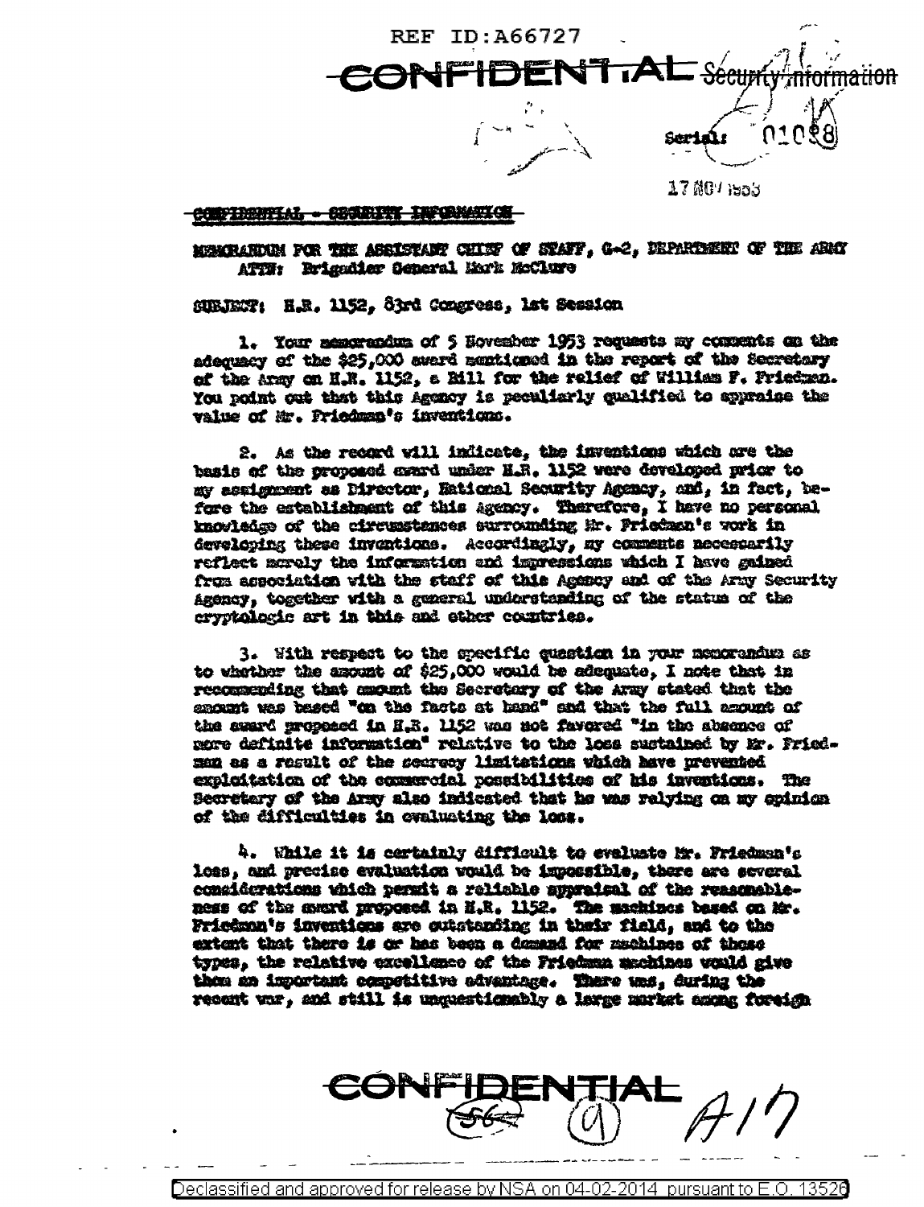REF ID:A66727

CONFIDENTIAL Security Information

Serial: 01058

17 NOV 1953

CONFIDENTIAL - SECURITY INFORMATION

MEMORANDUM FOR THE ASSISTANT CHIEF OF STAFF, G-2, DEPARTMENT OF THE ARMY
ATTN: Brigadier General Mark McClure

SUBJECT: H.R. 1152, 83rd Congress, 1st Session

1. Your memorandum of 5 November 1953 requests my comments on the adequacy of the $25,000 award mentioned in the report of the Secretary of the Army on H.R. 1152, a Bill for the relief of William F. Friedman. You point out that this Agency is peculiarly qualified to appraise the value of Mr. Friedman's inventions.

2. As the record will indicate, the inventions which are the basis of the proposed award under H.R. 1152 were developed prior to my assignment as Director, National Security Agency, and, in fact, before the establishment of this Agency. Therefore, I have no personal knowledge of the circumstances surrounding Mr. Friedman's work in developing these inventions. Accordingly, my comments necessarily reflect merely the information and impressions which I have gained from association with the staff of this Agency and of the Army Security Agency, together with a general understanding of the status of the cryptologic art in this and other countries.

3. With respect to the specific question in your memorandum as to whether the amount of $25,000 would be adequate, I note that in recommending that amount the Secretary of the Army stated that the amount was based "on the facts at hand" and that the full amount of the award proposed in H.R. 1152 was not favored "in the absence of more definite information" relative to the loss sustained by Mr. Friedman as a result of the secrecy limitations which have prevented exploitation of the commercial possibilities of his inventions. The Secretary of the Army also indicated that he was relying on my opinion of the difficulties in evaluating the loss.

4. While it is certainly difficult to evaluate Mr. Friedman's loss, and precise evaluation would be impossible, there are several considerations which permit a reliable appraisal of the reasonableness of the award proposed in H.R. 1152. The machines based on Mr. Friedman's inventions are outstanding in their field, and to the extent that there is or has been a demand for machines of these types, the relative excellence of the Friedman machines would give them an important competitive advantage. There was, during the recent war, and still is unquestionably a large market among foreign

CONFIDENTIAL

A17

Declassified and approved for release by NSA on 04-02-2014 pursuant to E.O. 13526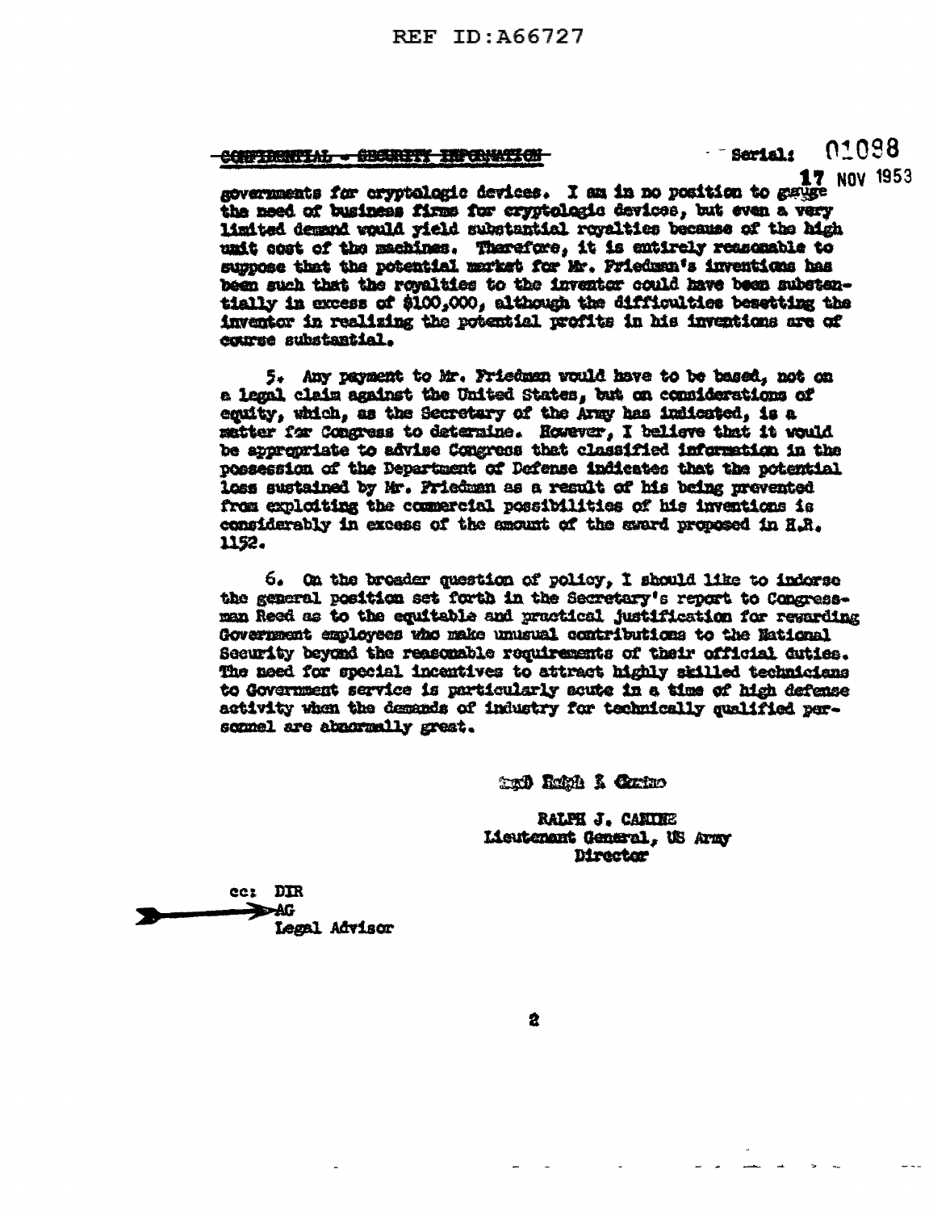REF ID:A66727

~~CONFIDENTIAL - SECURITY INFORMATION~~

Serial: 01098

17 NOV 1953

governments for cryptologic devices. I am in no position to gauge the need of business firms for cryptologic devices, but even a very limited demand would yield substantial royalties because of the high unit cost of the machines. Therefore, it is entirely reasonable to suppose that the potential market for Mr. Friedman's inventions has been such that the royalties to the inventor could have been substantially in excess of $100,000, although the difficulties besetting the inventor in realizing the potential profits in his inventions are of course substantial.

5. Any payment to Mr. Friedman would have to be based, not on a legal claim against the United States, but on considerations of equity, which, as the Secretary of the Army has indicated, is a matter for Congress to determine. However, I believe that it would be appropriate to advise Congress that classified information in the possession of the Department of Defense indicates that the potential loss sustained by Mr. Friedman as a result of his being prevented from exploiting the commercial possibilities of his inventions is considerably in excess of the amount of the award proposed in H.R. 1152.

6. On the broader question of policy, I should like to indorse the general position set forth in the Secretary's report to Congressman Reed as to the equitable and practical justification for rewarding Government employees who make unusual contributions to the National Security beyond the reasonable requirements of their official duties. The need for special incentives to attract highly skilled technicians to Government service is particularly acute in a time of high defense activity when the demands of industry for technically qualified personnel are abnormally great.

(sgd) Ralph J. Canine

RALPH J. CANINE
Lieutenant General, US Army
Director

cc: DIR
AG
Legal Advisor